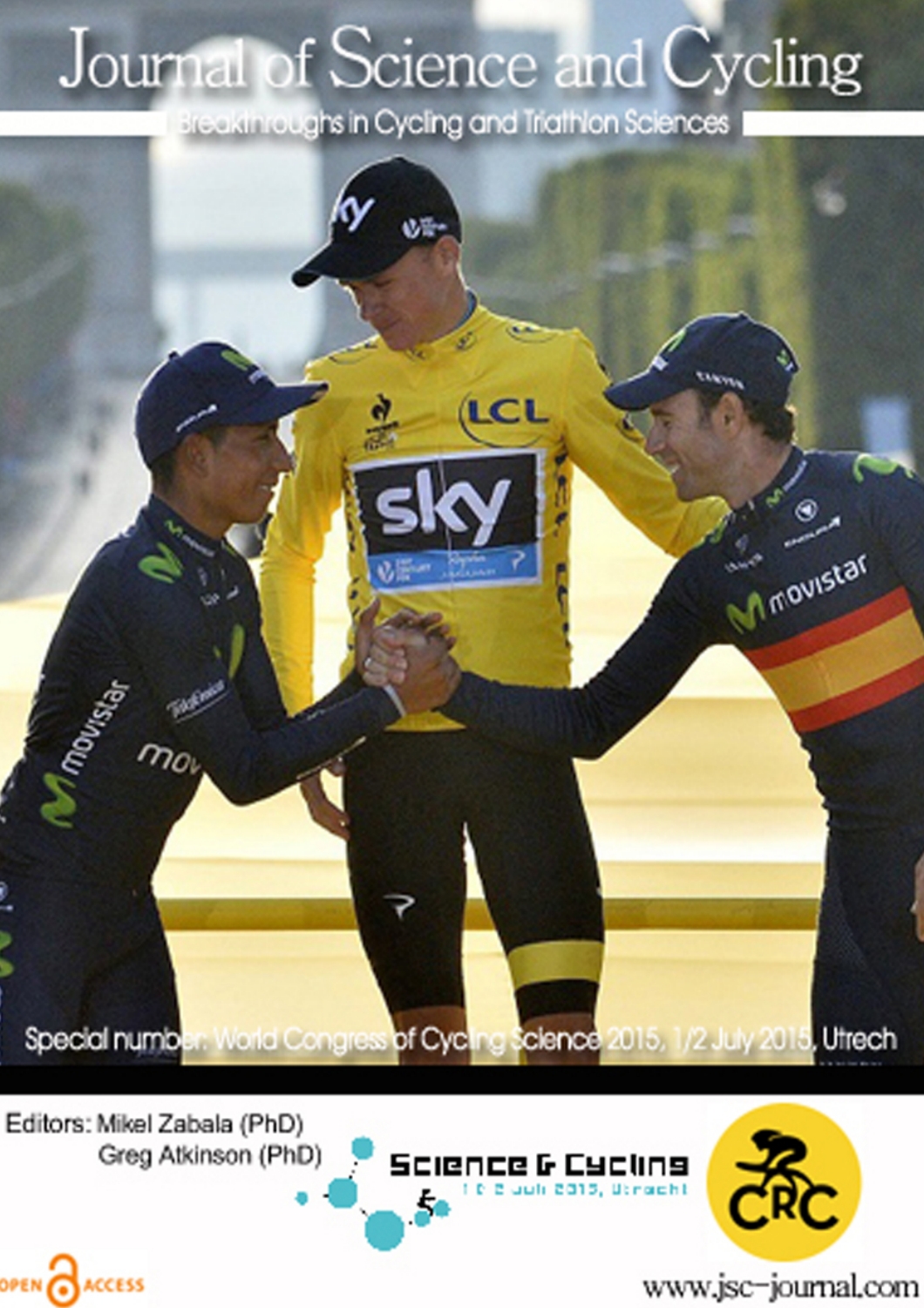# Journal of Science and Cycling

Breakthroughs in Cycling and Triathlon Sciences

Special number: World Congress of Cycling Science 2015, 1/2 July 2015, Utrech

Editors: Mikel Zabala (PhD)
Greg Atkinson (PhD)

Science & Cycling
1 & 2 juli 2015, Utrecht

CRC

OPEN ACCESS

www.jsc-journal.com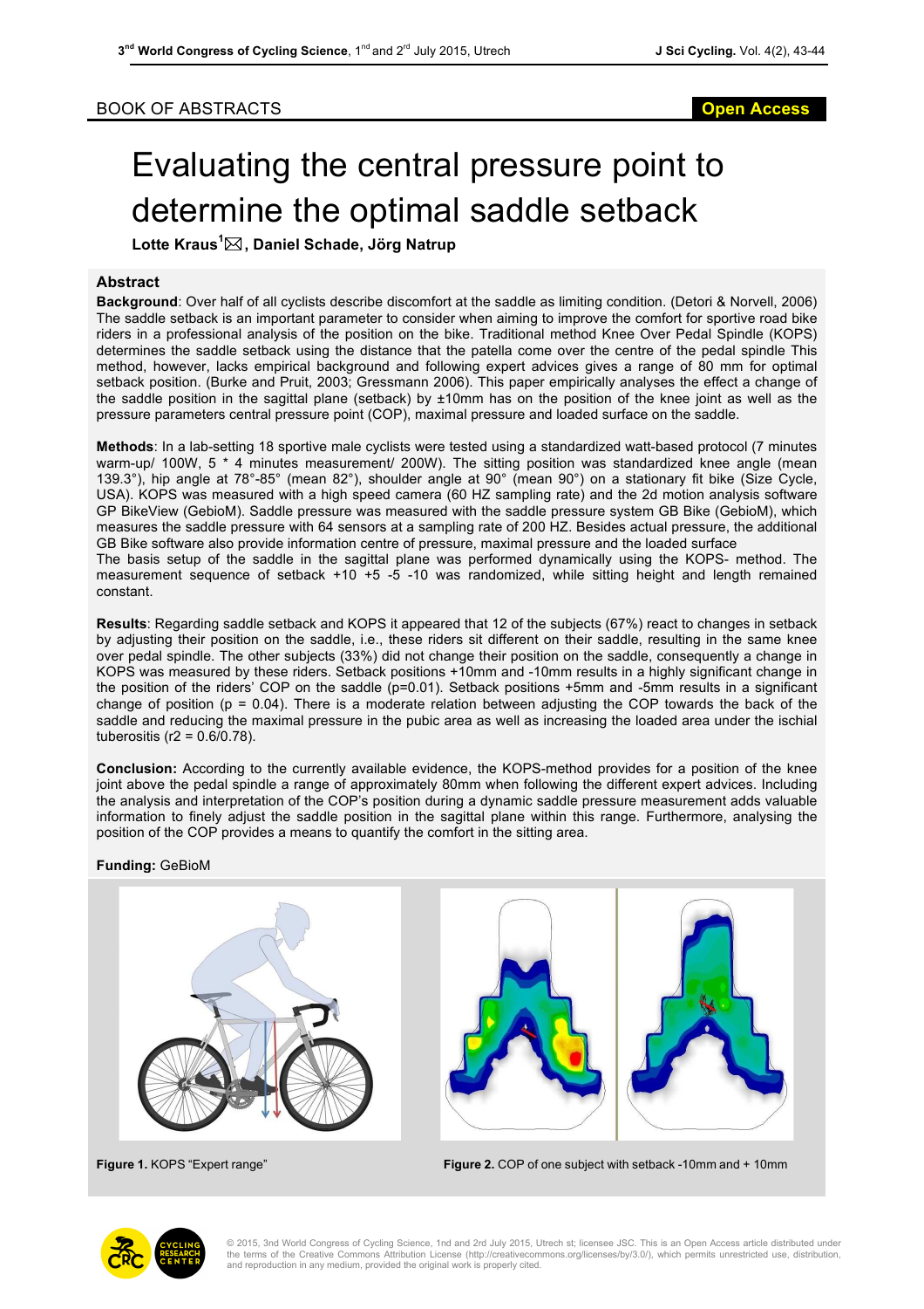BOOK OF ABSTRACTS

**Open Access**

# Evaluating the central pressure point to determine the optimal saddle setback

**Lotte Kraus[1]✉, Daniel Schade, Jörg Natrup**

## Abstract

**Background**: Over half of all cyclists describe discomfort at the saddle as limiting condition. (Detori & Norvell, 2006) The saddle setback is an important parameter to consider when aiming to improve the comfort for sportive road bike riders in a professional analysis of the position on the bike. Traditional method Knee Over Pedal Spindle (KOPS) determines the saddle setback using the distance that the patella come over the centre of the pedal spindle This method, however, lacks empirical background and following expert advices gives a range of 80 mm for optimal setback position. (Burke and Pruit, 2003; Gressmann 2006). This paper empirically analyses the effect a change of the saddle position in the sagittal plane (setback) by ±10mm has on the position of the knee joint as well as the pressure parameters central pressure point (COP), maximal pressure and loaded surface on the saddle.

**Methods**: In a lab-setting 18 sportive male cyclists were tested using a standardized watt-based protocol (7 minutes warm-up/ 100W, 5 * 4 minutes measurement/ 200W). The sitting position was standardized knee angle (mean 139.3°), hip angle at 78°-85° (mean 82°), shoulder angle at 90° (mean 90°) on a stationary fit bike (Size Cycle, USA). KOPS was measured with a high speed camera (60 HZ sampling rate) and the 2d motion analysis software GP BikeView (GebioM). Saddle pressure was measured with the saddle pressure system GB Bike (GebioM), which measures the saddle pressure with 64 sensors at a sampling rate of 200 HZ. Besides actual pressure, the additional GB Bike software also provide information centre of pressure, maximal pressure and the loaded surface

The basis setup of the saddle in the sagittal plane was performed dynamically using the KOPS- method. The measurement sequence of setback +10 +5 -5 -10 was randomized, while sitting height and length remained constant.

**Results**: Regarding saddle setback and KOPS it appeared that 12 of the subjects (67%) react to changes in setback by adjusting their position on the saddle, i.e., these riders sit different on their saddle, resulting in the same knee over pedal spindle. The other subjects (33%) did not change their position on the saddle, consequently a change in KOPS was measured by these riders. Setback positions +10mm and -10mm results in a highly significant change in the position of the riders' COP on the saddle ($p=0.01$). Setback positions +5mm and -5mm results in a significant change of position ($p = 0.04$). There is a moderate relation between adjusting the COP towards the back of the saddle and reducing the maximal pressure in the pubic area as well as increasing the loaded area under the ischial tuberositis ($r^2 = 0.6/0.78$).

**Conclusion:** According to the currently available evidence, the KOPS-method provides for a position of the knee joint above the pedal spindle a range of approximately 80mm when following the different expert advices. Including the analysis and interpretation of the COP's position during a dynamic saddle pressure measurement adds valuable information to finely adjust the saddle position in the sagittal plane within this range. Furthermore, analysing the position of the COP provides a means to quantify the comfort in the sitting area.

**Funding:** GeBioM

**Figure 1.** KOPS "Expert range"

**Figure 2.** COP of one subject with setback -10mm and + 10mm

© 2015, 3nd World Congress of Cycling Science, 1nd and 2rd July 2015, Utrech st; licensee JSC. This is an Open Access article distributed under the terms of the Creative Commons Attribution License (http://creativecommons.org/licenses/by/3.0/), which permits unrestricted use, distribution, and reproduction in any medium, provided the original work is properly cited.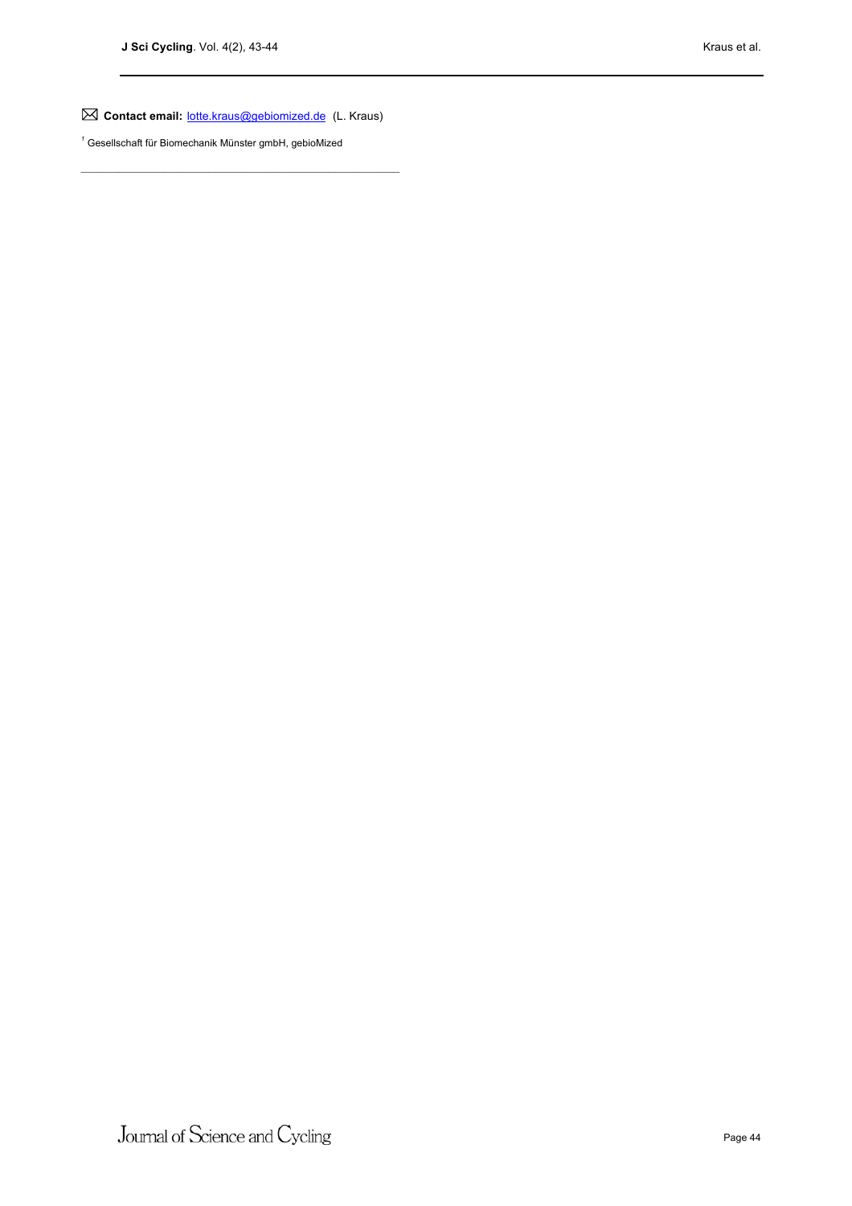**Contact email:** lotte.kraus@gebiomized.de (L. Kraus)

[1] Gesellschaft für Biomechanik Münster gmbH, gebioMized